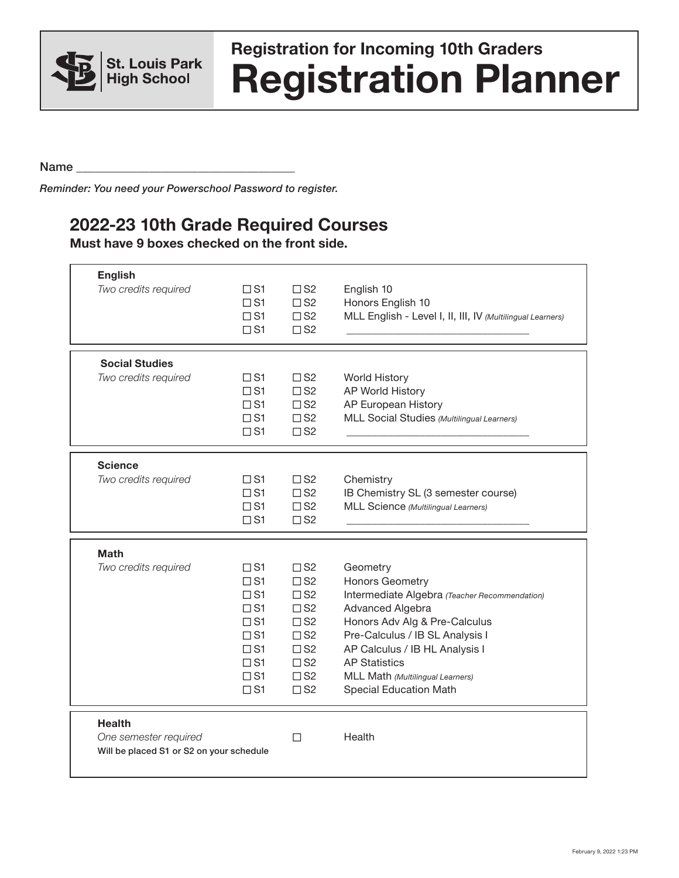St. Louis Park High School

## Registration for Incoming 10th Graders

# Registration Planner

Name ___________________________________

*Reminder: You need your Powerschool Password to register.*

## 2022-23 10th Grade Required Courses

**Must have 9 boxes checked on the front side.**

**English**
*Two credits required*

| | | |
|---|---|---|
| ☐ S1 | ☐ S2 | English 10 |
| ☐ S1 | ☐ S2 | Honors English 10 |
| ☐ S1 | ☐ S2 | MLL English - Level I, II, III, IV *(Multilingual Learners)* |
| ☐ S1 | ☐ S2 | ________________________________ |

**Social Studies**
*Two credits required*

| | | |
|---|---|---|
| ☐ S1 | ☐ S2 | World History |
| ☐ S1 | ☐ S2 | AP World History |
| ☐ S1 | ☐ S2 | AP European History |
| ☐ S1 | ☐ S2 | MLL Social Studies *(Multilingual Learners)* |
| ☐ S1 | ☐ S2 | ________________________________ |

**Science**
*Two credits required*

| | | |
|---|---|---|
| ☐ S1 | ☐ S2 | Chemistry |
| ☐ S1 | ☐ S2 | IB Chemistry SL (3 semester course) |
| ☐ S1 | ☐ S2 | MLL Science *(Multilingual Learners)* |
| ☐ S1 | ☐ S2 | ________________________________ |

**Math**
*Two credits required*

| | | |
|---|---|---|
| ☐ S1 | ☐ S2 | Geometry |
| ☐ S1 | ☐ S2 | Honors Geometry |
| ☐ S1 | ☐ S2 | Intermediate Algebra *(Teacher Recommendation)* |
| ☐ S1 | ☐ S2 | Advanced Algebra |
| ☐ S1 | ☐ S2 | Honors Adv Alg & Pre-Calculus |
| ☐ S1 | ☐ S2 | Pre-Calculus / IB SL Analysis I |
| ☐ S1 | ☐ S2 | AP Calculus / IB HL Analysis I |
| ☐ S1 | ☐ S2 | AP Statistics |
| ☐ S1 | ☐ S2 | MLL Math *(Multilingual Learners)* |
| ☐ S1 | ☐ S2 | Special Education Math |

**Health**
*One semester required*
**Will be placed S1 or S2 on your schedule**

☐ Health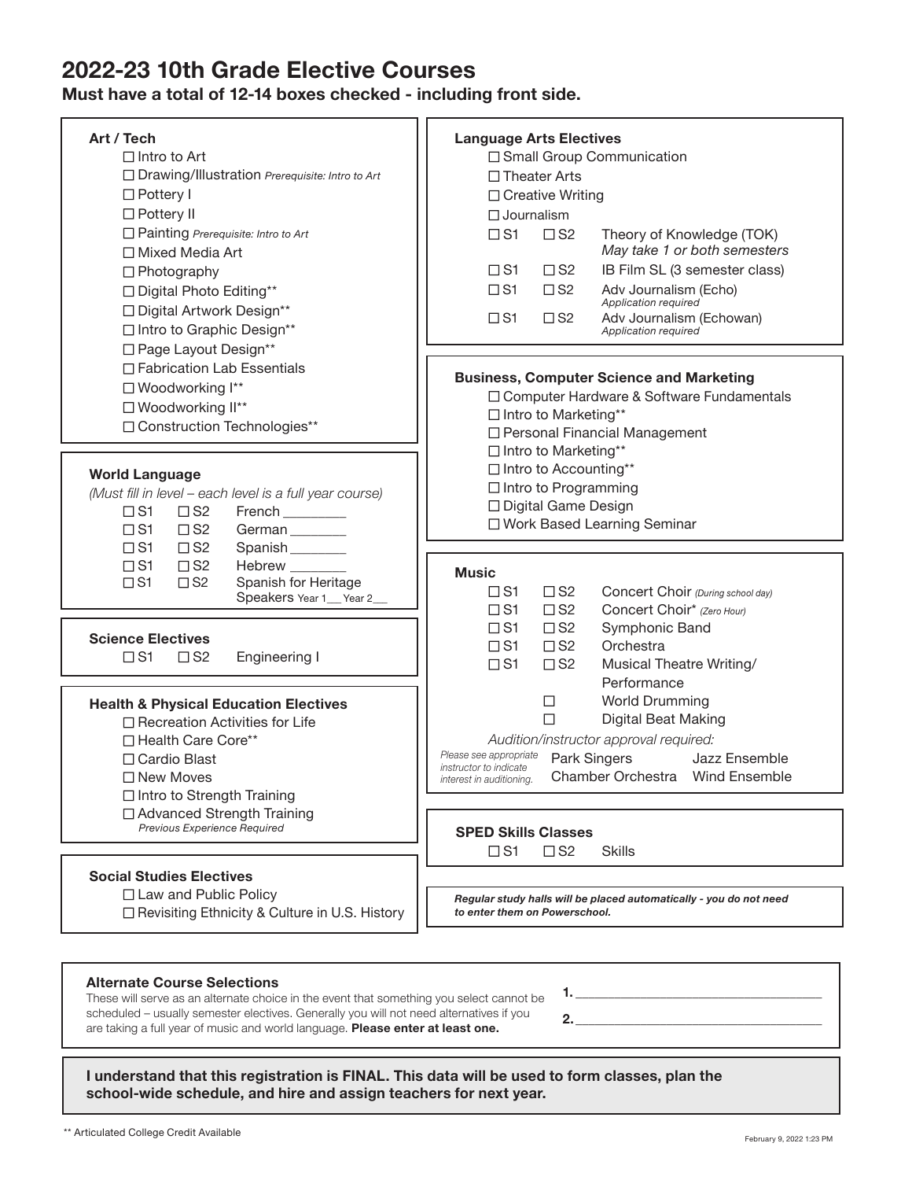# 2022-23 10th Grade Elective Courses

**Must have a total of 12-14 boxes checked - including front side.**

### Art / Tech

- ☐ Intro to Art
- ☐ Drawing/Illustration *Prerequisite: Intro to Art*
- ☐ Pottery I
- ☐ Pottery II
- ☐ Painting *Prerequisite: Intro to Art*
- ☐ Mixed Media Art
- ☐ Photography
- ☐ Digital Photo Editing**
- ☐ Digital Artwork Design**
- ☐ Intro to Graphic Design**
- ☐ Page Layout Design**
- ☐ Fabrication Lab Essentials
- ☐ Woodworking I**
- ☐ Woodworking II**
- ☐ Construction Technologies**

### World Language

*(Must fill in level – each level is a full year course)*

- ☐ S1 ☐ S2 French ________
- ☐ S1 ☐ S2 German ________
- ☐ S1 ☐ S2 Spanish ________
- ☐ S1 ☐ S2 Hebrew ________
- ☐ S1 ☐ S2 Spanish for Heritage Speakers Year 1__ Year 2__

### Science Electives

- ☐ S1 ☐ S2 Engineering I

### Health & Physical Education Electives

- ☐ Recreation Activities for Life
- ☐ Health Care Core**
- ☐ Cardio Blast
- ☐ New Moves
- ☐ Intro to Strength Training
- ☐ Advanced Strength Training *Previous Experience Required*

### Social Studies Electives

- ☐ Law and Public Policy
- ☐ Revisiting Ethnicity & Culture in U.S. History

### Language Arts Electives

- ☐ Small Group Communication
- ☐ Theater Arts
- ☐ Creative Writing
- ☐ Journalism
- ☐ S1 ☐ S2 Theory of Knowledge (TOK) *May take 1 or both semesters*
- ☐ S1 ☐ S2 IB Film SL (3 semester class)
- ☐ S1 ☐ S2 Adv Journalism (Echo) *Application required*
- ☐ S1 ☐ S2 Adv Journalism (Echowan) *Application required*

### Business, Computer Science and Marketing

- ☐ Computer Hardware & Software Fundamentals
- ☐ Intro to Marketing**
- ☐ Personal Financial Management
- ☐ Intro to Marketing**
- ☐ Intro to Accounting**
- ☐ Intro to Programming
- ☐ Digital Game Design
- ☐ Work Based Learning Seminar

### Music

- ☐ S1 ☐ S2 Concert Choir *(During school day)*
- ☐ S1 ☐ S2 Concert Choir* *(Zero Hour)*
- ☐ S1 ☐ S2 Symphonic Band
- ☐ S1 ☐ S2 Orchestra
- ☐ S1 ☐ S2 Musical Theatre Writing/Performance
- ☐ World Drumming
- ☐ Digital Beat Making

*Audition/instructor approval required:*

*Please see appropriate instructor to indicate interest in auditioning.*

- Park Singers
- Jazz Ensemble
- Chamber Orchestra
- Wind Ensemble

### SPED Skills Classes

- ☐ S1 ☐ S2 Skills

***Regular study halls will be placed automatically - you do not need to enter them on Powerschool.***

### Alternate Course Selections

These will serve as an alternate choice in the event that something you select cannot be scheduled – usually semester electives. Generally you will not need alternatives if you are taking a full year of music and world language. **Please enter at least one.**

1. ________________________________
2. ________________________________

**I understand that this registration is FINAL. This data will be used to form classes, plan the school-wide schedule, and hire and assign teachers for next year.**

** Articulated College Credit Available

February 9, 2022 1:23 PM